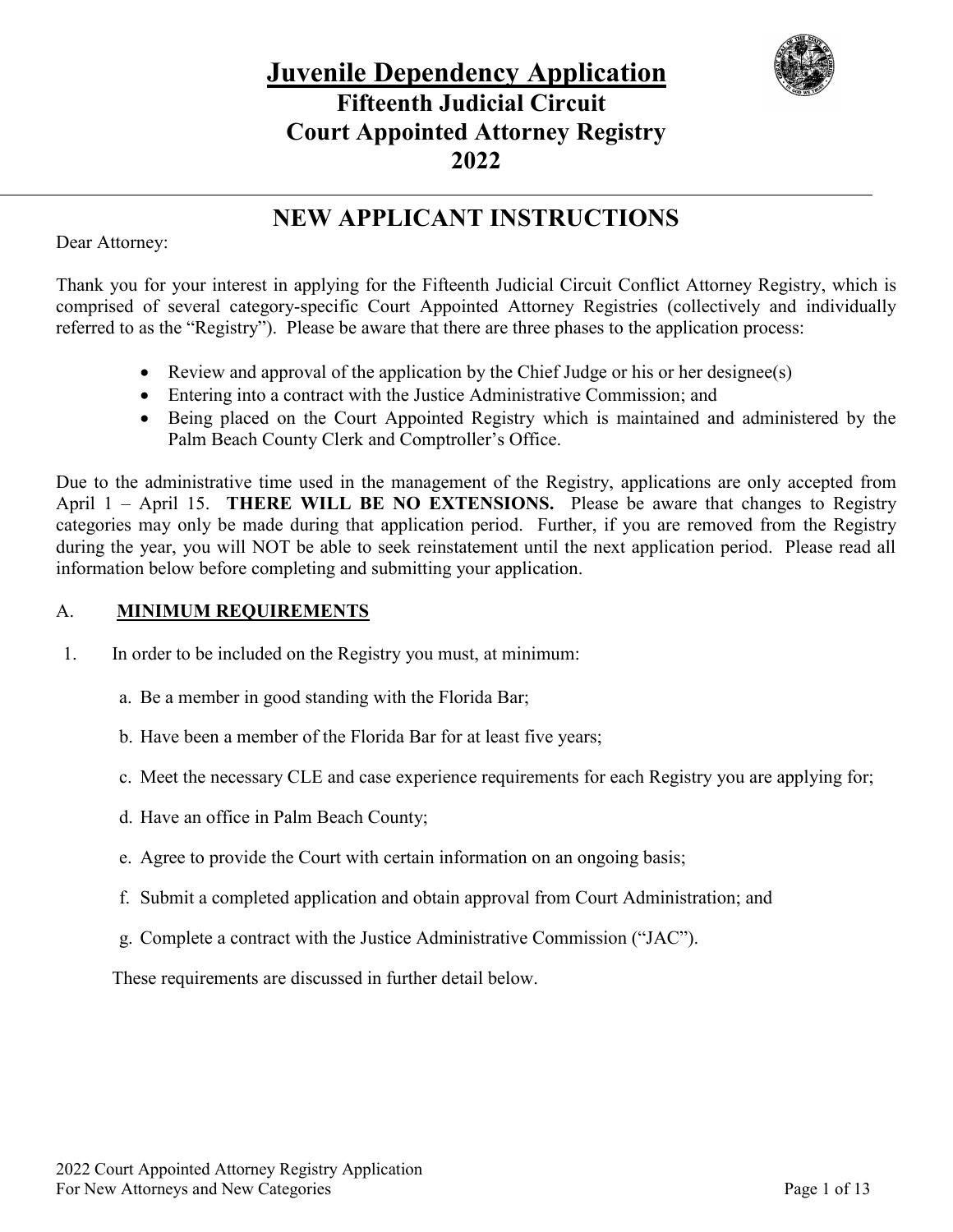# Juvenile Dependency Application

## Fifteenth Judicial Circuit
## Court Appointed Attorney Registry
## 2022

## NEW APPLICANT INSTRUCTIONS

Dear Attorney:

Thank you for your interest in applying for the Fifteenth Judicial Circuit Conflict Attorney Registry, which is comprised of several category-specific Court Appointed Attorney Registries (collectively and individually referred to as the "Registry"). Please be aware that there are three phases to the application process:

- Review and approval of the application by the Chief Judge or his or her designee(s)
- Entering into a contract with the Justice Administrative Commission; and
- Being placed on the Court Appointed Registry which is maintained and administered by the Palm Beach County Clerk and Comptroller's Office.

Due to the administrative time used in the management of the Registry, applications are only accepted from April 1 – April 15. **THERE WILL BE NO EXTENSIONS.** Please be aware that changes to Registry categories may only be made during that application period. Further, if you are removed from the Registry during the year, you will NOT be able to seek reinstatement until the next application period. Please read all information below before completing and submitting your application.

### A. MINIMUM REQUIREMENTS

1. In order to be included on the Registry you must, at minimum:

   a. Be a member in good standing with the Florida Bar;

   b. Have been a member of the Florida Bar for at least five years;

   c. Meet the necessary CLE and case experience requirements for each Registry you are applying for;

   d. Have an office in Palm Beach County;

   e. Agree to provide the Court with certain information on an ongoing basis;

   f. Submit a completed application and obtain approval from Court Administration; and

   g. Complete a contract with the Justice Administrative Commission ("JAC").

   These requirements are discussed in further detail below.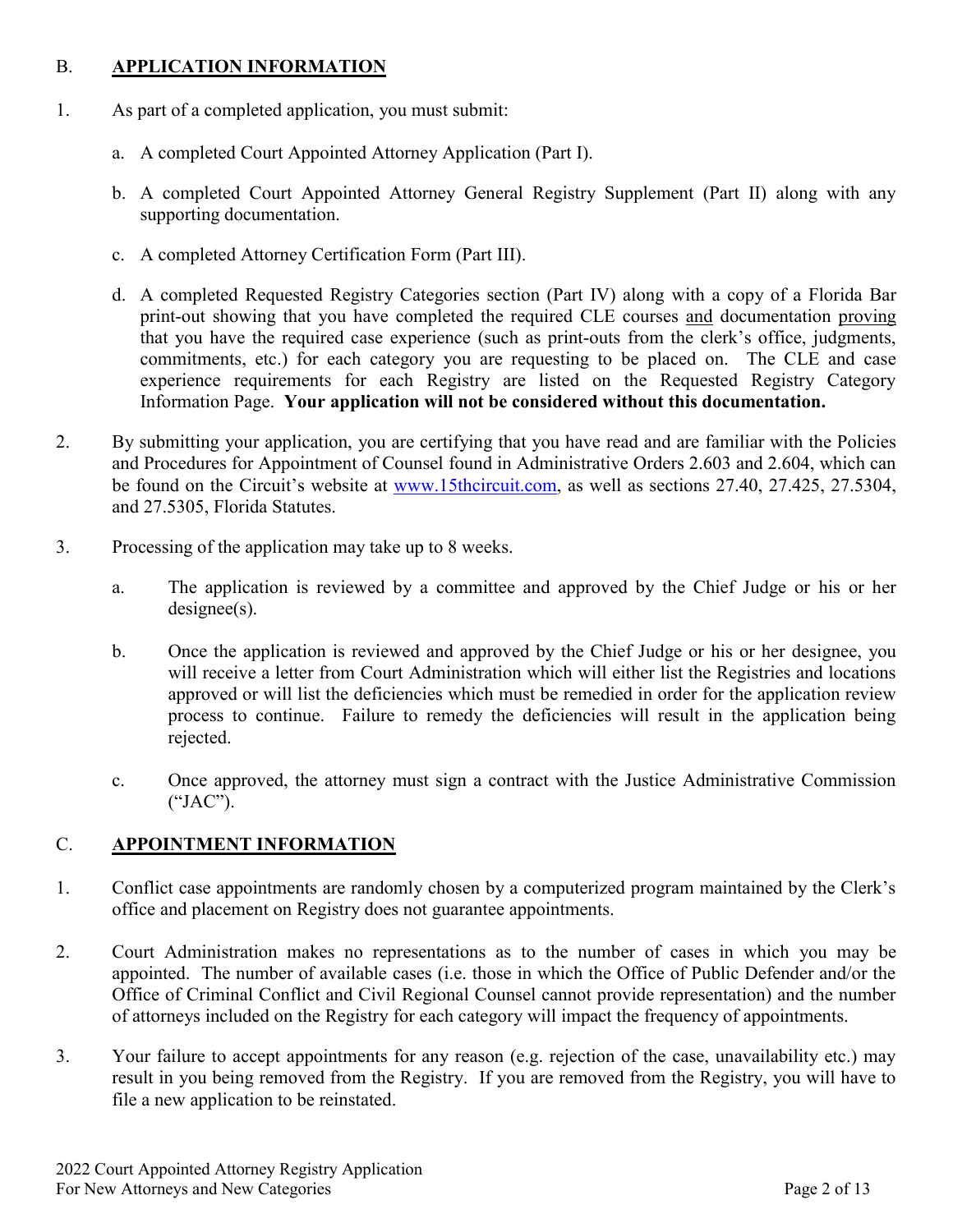## B. APPLICATION INFORMATION

1. As part of a completed application, you must submit:

   a. A completed Court Appointed Attorney Application (Part I).

   b. A completed Court Appointed Attorney General Registry Supplement (Part II) along with any supporting documentation.

   c. A completed Attorney Certification Form (Part III).

   d. A completed Requested Registry Categories section (Part IV) along with a copy of a Florida Bar print-out showing that you have completed the required CLE courses and documentation proving that you have the required case experience (such as print-outs from the clerk's office, judgments, commitments, etc.) for each category you are requesting to be placed on. The CLE and case experience requirements for each Registry are listed on the Requested Registry Category Information Page. **Your application will not be considered without this documentation.**

2. By submitting your application, you are certifying that you have read and are familiar with the Policies and Procedures for Appointment of Counsel found in Administrative Orders 2.603 and 2.604, which can be found on the Circuit's website at www.15thcircuit.com, as well as sections 27.40, 27.425, 27.5304, and 27.5305, Florida Statutes.

3. Processing of the application may take up to 8 weeks.

   a. The application is reviewed by a committee and approved by the Chief Judge or his or her designee(s).

   b. Once the application is reviewed and approved by the Chief Judge or his or her designee, you will receive a letter from Court Administration which will either list the Registries and locations approved or will list the deficiencies which must be remedied in order for the application review process to continue. Failure to remedy the deficiencies will result in the application being rejected.

   c. Once approved, the attorney must sign a contract with the Justice Administrative Commission ("JAC").

## C. APPOINTMENT INFORMATION

1. Conflict case appointments are randomly chosen by a computerized program maintained by the Clerk's office and placement on Registry does not guarantee appointments.

2. Court Administration makes no representations as to the number of cases in which you may be appointed. The number of available cases (i.e. those in which the Office of Public Defender and/or the Office of Criminal Conflict and Civil Regional Counsel cannot provide representation) and the number of attorneys included on the Registry for each category will impact the frequency of appointments.

3. Your failure to accept appointments for any reason (e.g. rejection of the case, unavailability etc.) may result in you being removed from the Registry. If you are removed from the Registry, you will have to file a new application to be reinstated.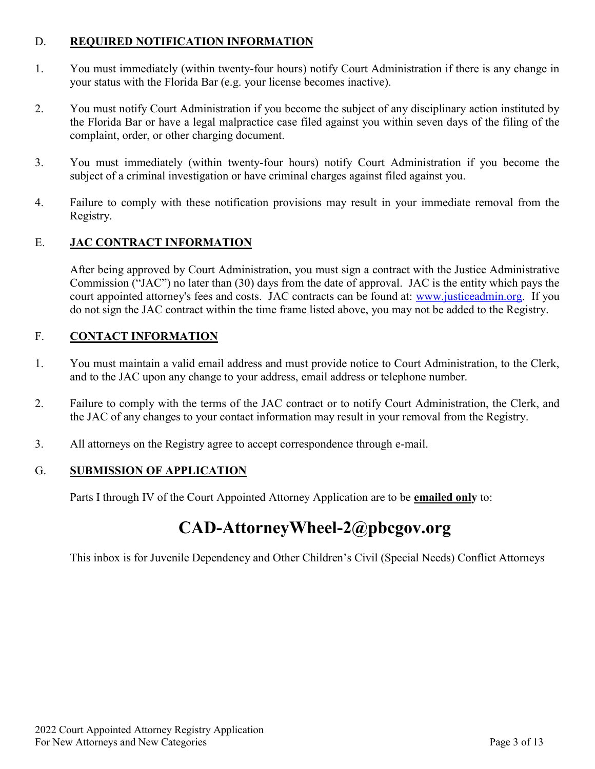## D. REQUIRED NOTIFICATION INFORMATION

1. You must immediately (within twenty-four hours) notify Court Administration if there is any change in your status with the Florida Bar (e.g. your license becomes inactive).

2. You must notify Court Administration if you become the subject of any disciplinary action instituted by the Florida Bar or have a legal malpractice case filed against you within seven days of the filing of the complaint, order, or other charging document.

3. You must immediately (within twenty-four hours) notify Court Administration if you become the subject of a criminal investigation or have criminal charges against filed against you.

4. Failure to comply with these notification provisions may result in your immediate removal from the Registry.

## E. JAC CONTRACT INFORMATION

After being approved by Court Administration, you must sign a contract with the Justice Administrative Commission ("JAC") no later than (30) days from the date of approval. JAC is the entity which pays the court appointed attorney's fees and costs. JAC contracts can be found at: www.justiceadmin.org. If you do not sign the JAC contract within the time frame listed above, you may not be added to the Registry.

## F. CONTACT INFORMATION

1. You must maintain a valid email address and must provide notice to Court Administration, to the Clerk, and to the JAC upon any change to your address, email address or telephone number.

2. Failure to comply with the terms of the JAC contract or to notify Court Administration, the Clerk, and the JAC of any changes to your contact information may result in your removal from the Registry.

3. All attorneys on the Registry agree to accept correspondence through e-mail.

## G. SUBMISSION OF APPLICATION

Parts I through IV of the Court Appointed Attorney Application are to be **emailed only** to:

# CAD-AttorneyWheel-2@pbcgov.org

This inbox is for Juvenile Dependency and Other Children's Civil (Special Needs) Conflict Attorneys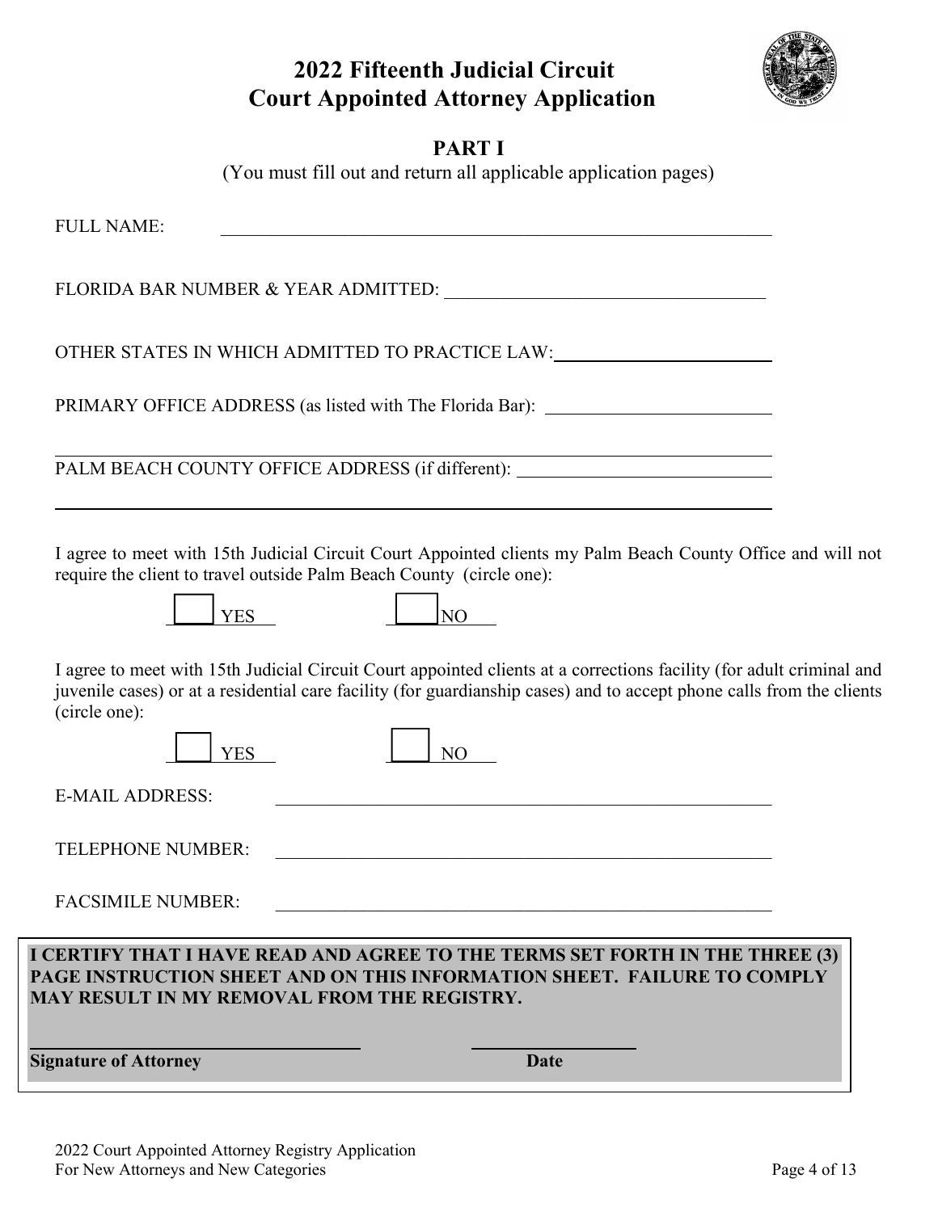# 2022 Fifteenth Judicial Circuit Court Appointed Attorney Application

## PART I

(You must fill out and return all applicable application pages)

FULL NAME: ______________________________________________

FLORIDA BAR NUMBER & YEAR ADMITTED: ______________________________

OTHER STATES IN WHICH ADMITTED TO PRACTICE LAW: ______________________

PRIMARY OFFICE ADDRESS (as listed with The Florida Bar): ______________________

______________________________________________

PALM BEACH COUNTY OFFICE ADDRESS (if different): ______________________

______________________________________________

I agree to meet with 15th Judicial Circuit Court Appointed clients my Palm Beach County Office and will not require the client to travel outside Palm Beach County (circle one):

☐ YES ☐ NO

I agree to meet with 15th Judicial Circuit Court appointed clients at a corrections facility (for adult criminal and juvenile cases) or at a residential care facility (for guardianship cases) and to accept phone calls from the clients (circle one):

☐ YES ☐ NO

E-MAIL ADDRESS: ______________________________________________

TELEPHONE NUMBER: ______________________________________________

FACSIMILE NUMBER: ______________________________________________

**I CERTIFY THAT I HAVE READ AND AGREE TO THE TERMS SET FORTH IN THE THREE (3) PAGE INSTRUCTION SHEET AND ON THIS INFORMATION SHEET. FAILURE TO COMPLY MAY RESULT IN MY REMOVAL FROM THE REGISTRY.**

______________________________ ______________

**Signature of Attorney** **Date**

2022 Court Appointed Attorney Registry Application
For New Attorneys and New Categories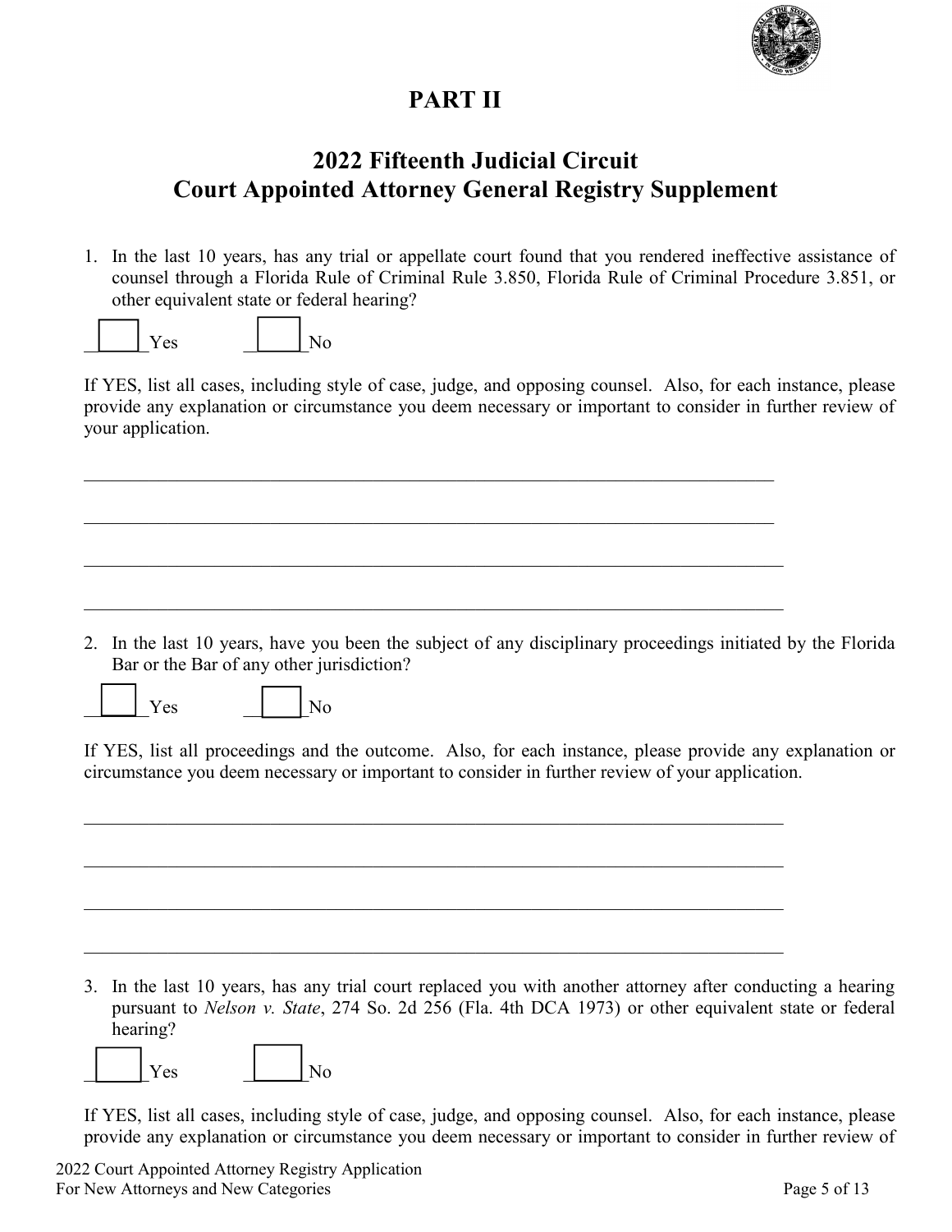# PART II

## 2022 Fifteenth Judicial Circuit Court Appointed Attorney General Registry Supplement

1. In the last 10 years, has any trial or appellate court found that you rendered ineffective assistance of counsel through a Florida Rule of Criminal Rule 3.850, Florida Rule of Criminal Procedure 3.851, or other equivalent state or federal hearing?

☐ Yes ☐ No

If YES, list all cases, including style of case, judge, and opposing counsel. Also, for each instance, please provide any explanation or circumstance you deem necessary or important to consider in further review of your application.

___________________________________________________________________________

___________________________________________________________________________

___________________________________________________________________________

___________________________________________________________________________

2. In the last 10 years, have you been the subject of any disciplinary proceedings initiated by the Florida Bar or the Bar of any other jurisdiction?

☐ Yes ☐ No

If YES, list all proceedings and the outcome. Also, for each instance, please provide any explanation or circumstance you deem necessary or important to consider in further review of your application.

___________________________________________________________________________

___________________________________________________________________________

___________________________________________________________________________

___________________________________________________________________________

3. In the last 10 years, has any trial court replaced you with another attorney after conducting a hearing pursuant to *Nelson v. State*, 274 So. 2d 256 (Fla. 4th DCA 1973) or other equivalent state or federal hearing?

☐ Yes ☐ No

If YES, list all cases, including style of case, judge, and opposing counsel. Also, for each instance, please provide any explanation or circumstance you deem necessary or important to consider in further review of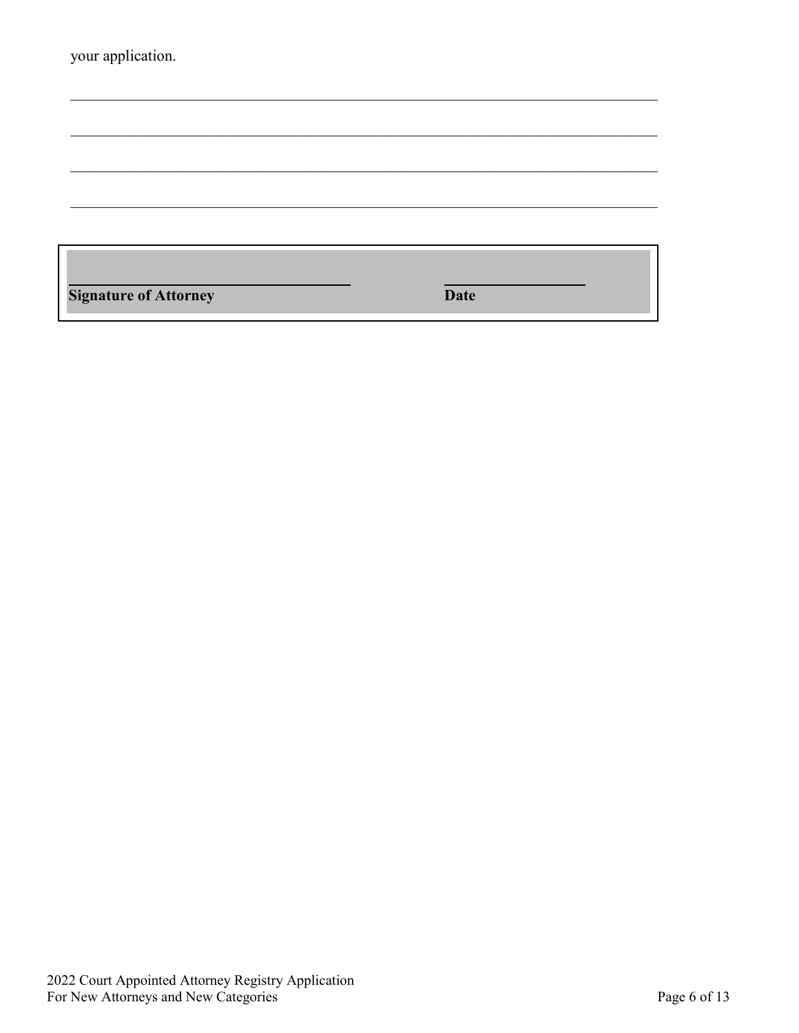your application.

______________________________________________________________________________

______________________________________________________________________________

______________________________________________________________________________

______________________________________________________________________________

| | |
|---|---|
| ____________________________________ | __________________ |
| **Signature of Attorney** | **Date** |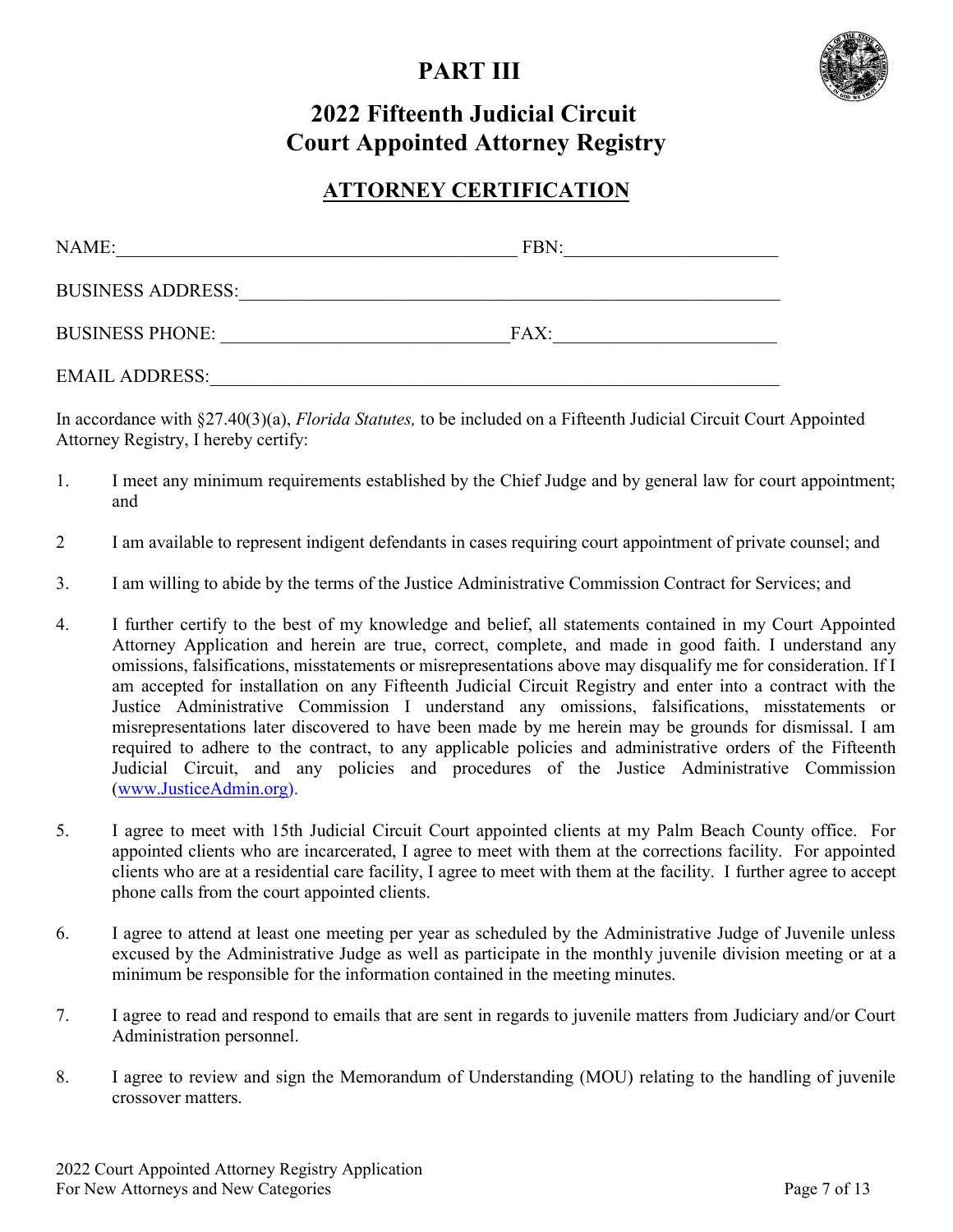# PART III

## 2022 Fifteenth Judicial Circuit Court Appointed Attorney Registry

## ATTORNEY CERTIFICATION

NAME:____________________________________________ FBN:______________________

BUSINESS ADDRESS:__________________________________________________________

BUSINESS PHONE: ______________________________FAX:_______________________

EMAIL ADDRESS:_____________________________________________________________

In accordance with §27.40(3)(a), *Florida Statutes,* to be included on a Fifteenth Judicial Circuit Court Appointed Attorney Registry, I hereby certify:

1. I meet any minimum requirements established by the Chief Judge and by general law for court appointment; and

2 I am available to represent indigent defendants in cases requiring court appointment of private counsel; and

3. I am willing to abide by the terms of the Justice Administrative Commission Contract for Services; and

4. I further certify to the best of my knowledge and belief, all statements contained in my Court Appointed Attorney Application and herein are true, correct, complete, and made in good faith. I understand any omissions, falsifications, misstatements or misrepresentations above may disqualify me for consideration. If I am accepted for installation on any Fifteenth Judicial Circuit Registry and enter into a contract with the Justice Administrative Commission I understand any omissions, falsifications, misstatements or misrepresentations later discovered to have been made by me herein may be grounds for dismissal. I am required to adhere to the contract, to any applicable policies and administrative orders of the Fifteenth Judicial Circuit, and any policies and procedures of the Justice Administrative Commission (www.JusticeAdmin.org).

5. I agree to meet with 15th Judicial Circuit Court appointed clients at my Palm Beach County office. For appointed clients who are incarcerated, I agree to meet with them at the corrections facility. For appointed clients who are at a residential care facility, I agree to meet with them at the facility. I further agree to accept phone calls from the court appointed clients.

6. I agree to attend at least one meeting per year as scheduled by the Administrative Judge of Juvenile unless excused by the Administrative Judge as well as participate in the monthly juvenile division meeting or at a minimum be responsible for the information contained in the meeting minutes.

7. I agree to read and respond to emails that are sent in regards to juvenile matters from Judiciary and/or Court Administration personnel.

8. I agree to review and sign the Memorandum of Understanding (MOU) relating to the handling of juvenile crossover matters.

2022 Court Appointed Attorney Registry Application
For New Attorneys and New Categories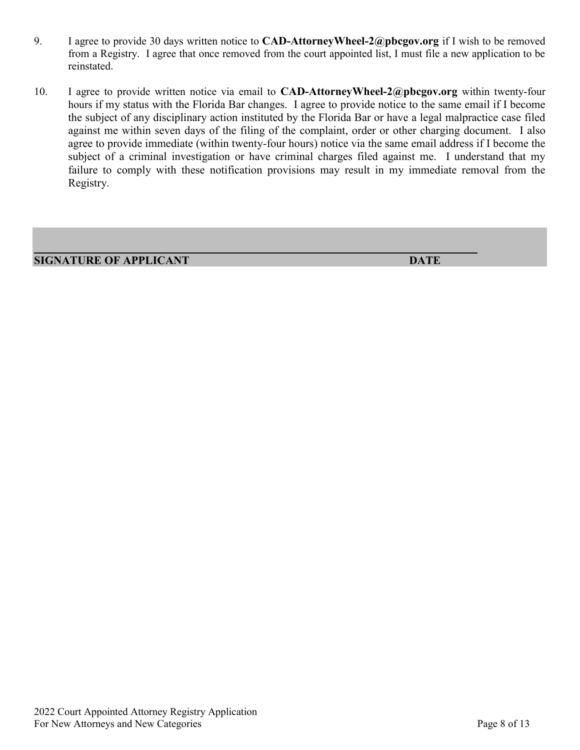9. I agree to provide 30 days written notice to **CAD-AttorneyWheel-2@pbcgov.org** if I wish to be removed from a Registry. I agree that once removed from the court appointed list, I must file a new application to be reinstated.

10. I agree to provide written notice via email to **CAD-AttorneyWheel-2@pbcgov.org** within twenty-four hours if my status with the Florida Bar changes. I agree to provide notice to the same email if I become the subject of any disciplinary action instituted by the Florida Bar or have a legal malpractice case filed against me within seven days of the filing of the complaint, order or other charging document. I also agree to provide immediate (within twenty-four hours) notice via the same email address if I become the subject of a criminal investigation or have criminal charges filed against me. I understand that my failure to comply with these notification provisions may result in my immediate removal from the Registry.

______________________________________________________________________________

**SIGNATURE OF APPLICANT** **DATE**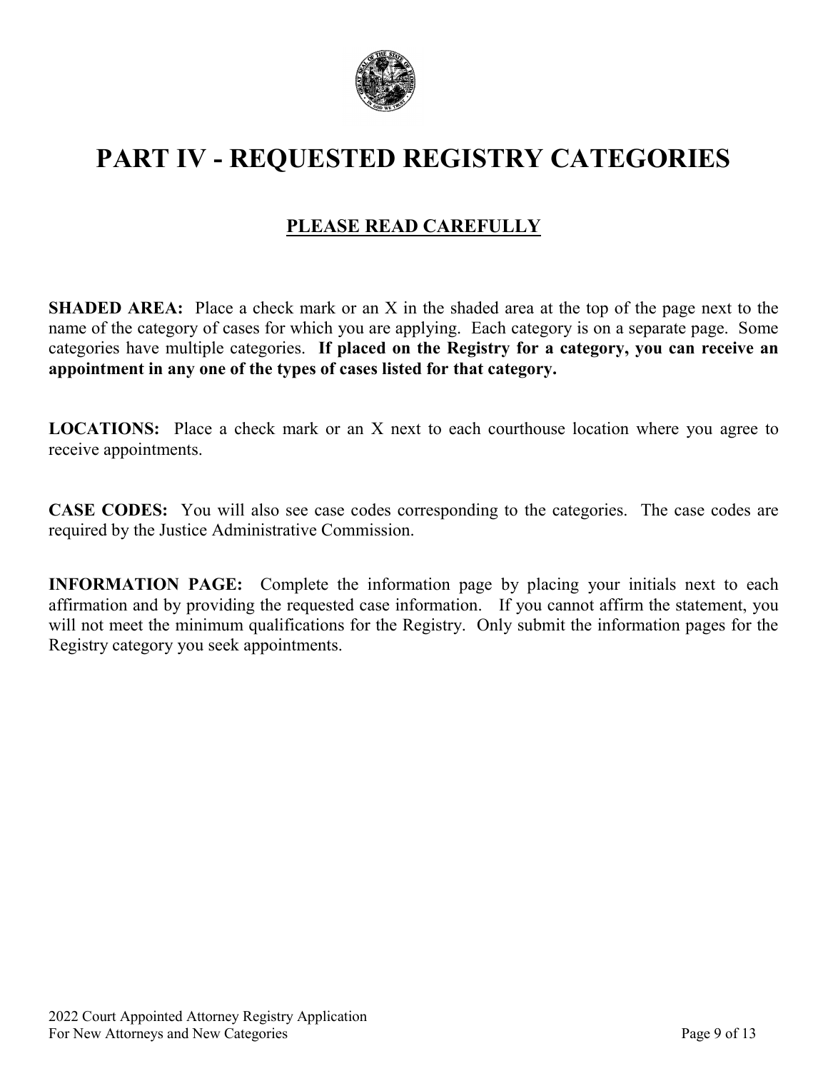# PART IV - REQUESTED REGISTRY CATEGORIES

## PLEASE READ CAREFULLY

**SHADED AREA:** Place a check mark or an X in the shaded area at the top of the page next to the name of the category of cases for which you are applying. Each category is on a separate page. Some categories have multiple categories. **If placed on the Registry for a category, you can receive an appointment in any one of the types of cases listed for that category.**

**LOCATIONS:** Place a check mark or an X next to each courthouse location where you agree to receive appointments.

**CASE CODES:** You will also see case codes corresponding to the categories. The case codes are required by the Justice Administrative Commission.

**INFORMATION PAGE:** Complete the information page by placing your initials next to each affirmation and by providing the requested case information. If you cannot affirm the statement, you will not meet the minimum qualifications for the Registry. Only submit the information pages for the Registry category you seek appointments.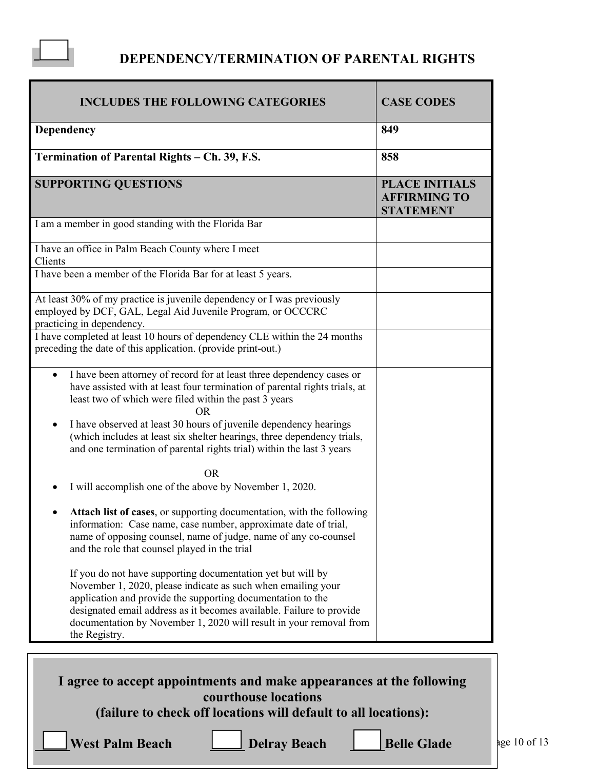☐ **DEPENDENCY/TERMINATION OF PARENTAL RIGHTS**

| INCLUDES THE FOLLOWING CATEGORIES | CASE CODES |
|---|---|
| **Dependency** | **849** |
| **Termination of Parental Rights – Ch. 39, F.S.** | **858** |
| **SUPPORTING QUESTIONS** | **PLACE INITIALS AFFIRMING TO STATEMENT** |
| I am a member in good standing with the Florida Bar | |
| I have an office in Palm Beach County where I meet Clients | |
| I have been a member of the Florida Bar for at least 5 years. | |
| At least 30% of my practice is juvenile dependency or I was previously employed by DCF, GAL, Legal Aid Juvenile Program, or OCCCRC practicing in dependency. | |
| I have completed at least 10 hours of dependency CLE within the 24 months preceding the date of this application. (provide print-out.) | |
| • I have been attorney of record for at least three dependency cases or have assisted with at least four termination of parental rights trials, at least two of which were filed within the past 3 years<br>OR<br>• I have observed at least 30 hours of juvenile dependency hearings (which includes at least six shelter hearings, three dependency trials, and one termination of parental rights trial) within the last 3 years<br>OR<br>• I will accomplish one of the above by November 1, 2020.<br>• **Attach list of cases**, or supporting documentation, with the following information: Case name, case number, approximate date of trial, name of opposing counsel, name of judge, name of any co-counsel and the role that counsel played in the trial<br><br>If you do not have supporting documentation yet but will by November 1, 2020, please indicate as such when emailing your application and provide the supporting documentation to the designated email address as it becomes available. Failure to provide documentation by November 1, 2020 will result in your removal from the Registry. | |

**I agree to accept appointments and make appearances at the following courthouse locations (failure to check off locations will default to all locations):**

☐ **West Palm Beach** ☐ **Delray Beach** ☐ **Belle Glade**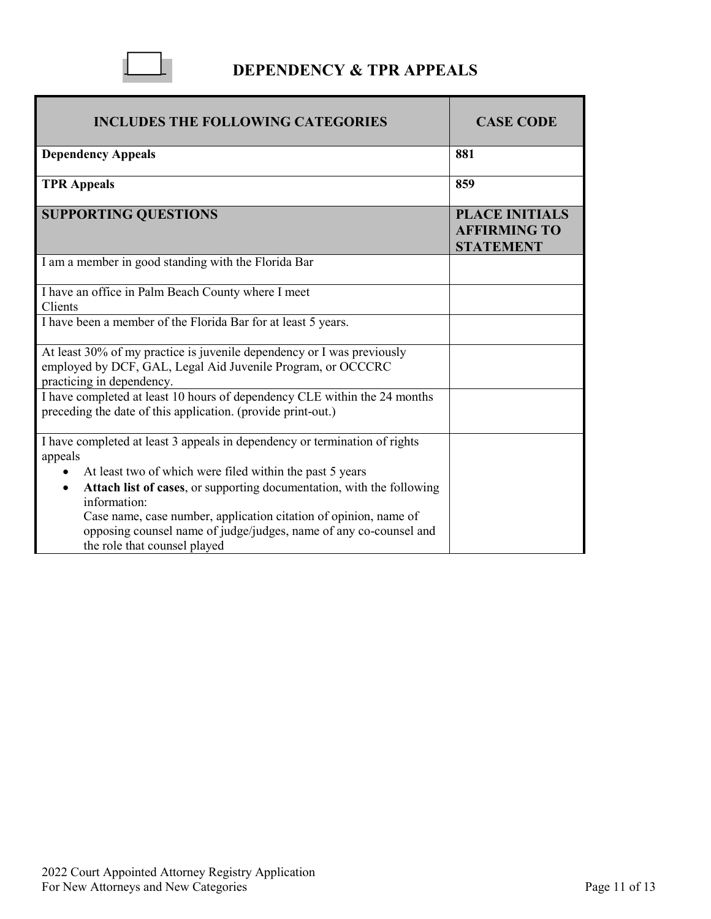## DEPENDENCY & TPR APPEALS

| INCLUDES THE FOLLOWING CATEGORIES | CASE CODE |
|---|---|
| **Dependency Appeals** | **881** |
| **TPR Appeals** | **859** |
| **SUPPORTING QUESTIONS** | **PLACE INITIALS AFFIRMING TO STATEMENT** |
| I am a member in good standing with the Florida Bar | |
| I have an office in Palm Beach County where I meet Clients | |
| I have been a member of the Florida Bar for at least 5 years. | |
| At least 30% of my practice is juvenile dependency or I was previously employed by DCF, GAL, Legal Aid Juvenile Program, or OCCCRC practicing in dependency. | |
| I have completed at least 10 hours of dependency CLE within the 24 months preceding the date of this application. (provide print-out.) | |
| I have completed at least 3 appeals in dependency or termination of rights appeals<br>• At least two of which were filed within the past 5 years<br>• **Attach list of cases**, or supporting documentation, with the following information: Case name, case number, application citation of opinion, name of opposing counsel name of judge/judges, name of any co-counsel and the role that counsel played | |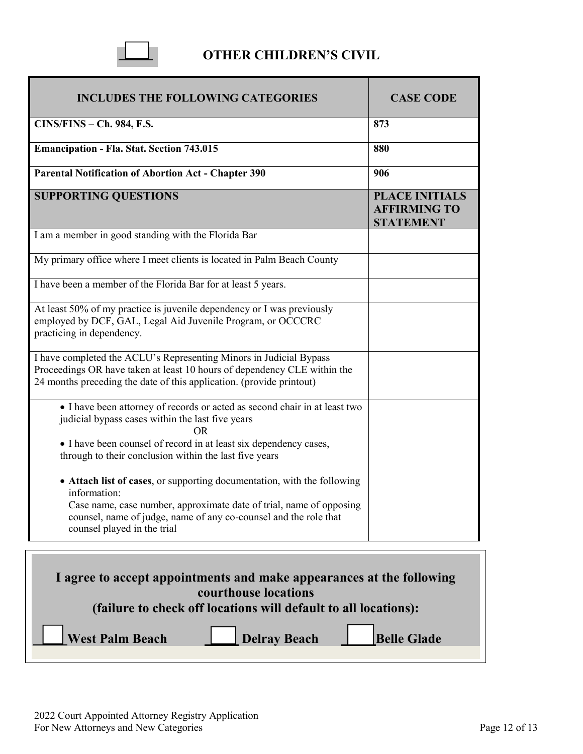## ☐ OTHER CHILDREN'S CIVIL

| INCLUDES THE FOLLOWING CATEGORIES | CASE CODE |
|---|---|
| **CINS/FINS – Ch. 984, F.S.** | **873** |
| **Emancipation - Fla. Stat. Section 743.015** | **880** |
| **Parental Notification of Abortion Act - Chapter 390** | **906** |
| **SUPPORTING QUESTIONS** | **PLACE INITIALS AFFIRMING TO STATEMENT** |
| I am a member in good standing with the Florida Bar | |
| My primary office where I meet clients is located in Palm Beach County | |
| I have been a member of the Florida Bar for at least 5 years. | |
| At least 50% of my practice is juvenile dependency or I was previously employed by DCF, GAL, Legal Aid Juvenile Program, or OCCCRC practicing in dependency. | |
| I have completed the ACLU's Representing Minors in Judicial Bypass Proceedings OR have taken at least 10 hours of dependency CLE within the 24 months preceding the date of this application. (provide printout) | |
| • I have been attorney of records or acted as second chair in at least two judicial bypass cases within the last five years <br> OR <br> • I have been counsel of record in at least six dependency cases, through to their conclusion within the last five years <br><br> • **Attach list of cases**, or supporting documentation, with the following information: Case name, case number, approximate date of trial, name of opposing counsel, name of judge, name of any co-counsel and the role that counsel played in the trial | |

**I agree to accept appointments and make appearances at the following courthouse locations**
**(failure to check off locations will default to all locations):**

☐ **West Palm Beach** ☐ **Delray Beach** ☐ **Belle Glade**

2022 Court Appointed Attorney Registry Application
For New Attorneys and New Categories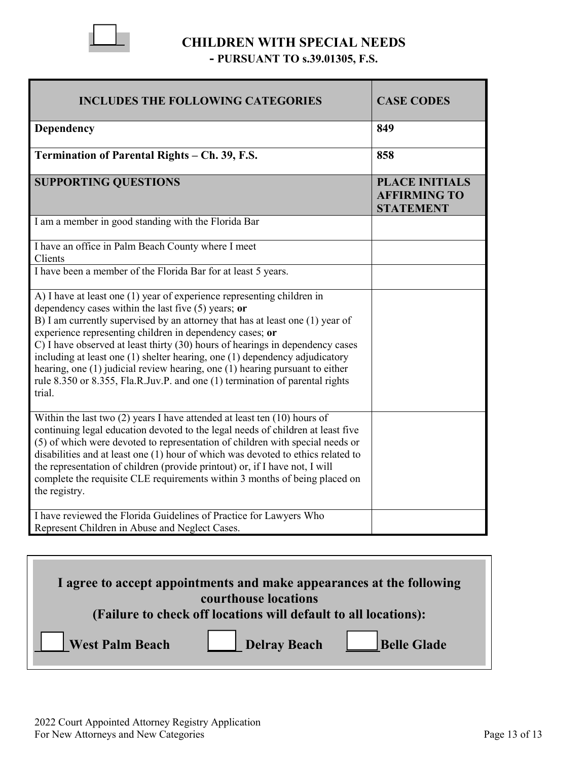☐ 

## CHILDREN WITH SPECIAL NEEDS
### - PURSUANT TO s.39.01305, F.S.

| INCLUDES THE FOLLOWING CATEGORIES | CASE CODES |
|---|---|
| **Dependency** | **849** |
| **Termination of Parental Rights – Ch. 39, F.S.** | **858** |
| **SUPPORTING QUESTIONS** | **PLACE INITIALS AFFIRMING TO STATEMENT** |
| I am a member in good standing with the Florida Bar | |
| I have an office in Palm Beach County where I meet Clients | |
| I have been a member of the Florida Bar for at least 5 years. | |
| A) I have at least one (1) year of experience representing children in dependency cases within the last five (5) years; **or**<br>B) I am currently supervised by an attorney that has at least one (1) year of experience representing children in dependency cases; **or**<br>C) I have observed at least thirty (30) hours of hearings in dependency cases including at least one (1) shelter hearing, one (1) dependency adjudicatory hearing, one (1) judicial review hearing, one (1) hearing pursuant to either rule 8.350 or 8.355, Fla.R.Juv.P. and one (1) termination of parental rights trial. | |
| Within the last two (2) years I have attended at least ten (10) hours of continuing legal education devoted to the legal needs of children at least five (5) of which were devoted to representation of children with special needs or disabilities and at least one (1) hour of which was devoted to ethics related to the representation of children (provide printout) or, if I have not, I will complete the requisite CLE requirements within 3 months of being placed on the registry. | |
| I have reviewed the Florida Guidelines of Practice for Lawyers Who Represent Children in Abuse and Neglect Cases. | |

**I agree to accept appointments and make appearances at the following courthouse locations**
**(Failure to check off locations will default to all locations):**

☐ **West Palm Beach** ☐ **Delray Beach** ☐ **Belle Glade**

2022 Court Appointed Attorney Registry Application
For New Attorneys and New Categories